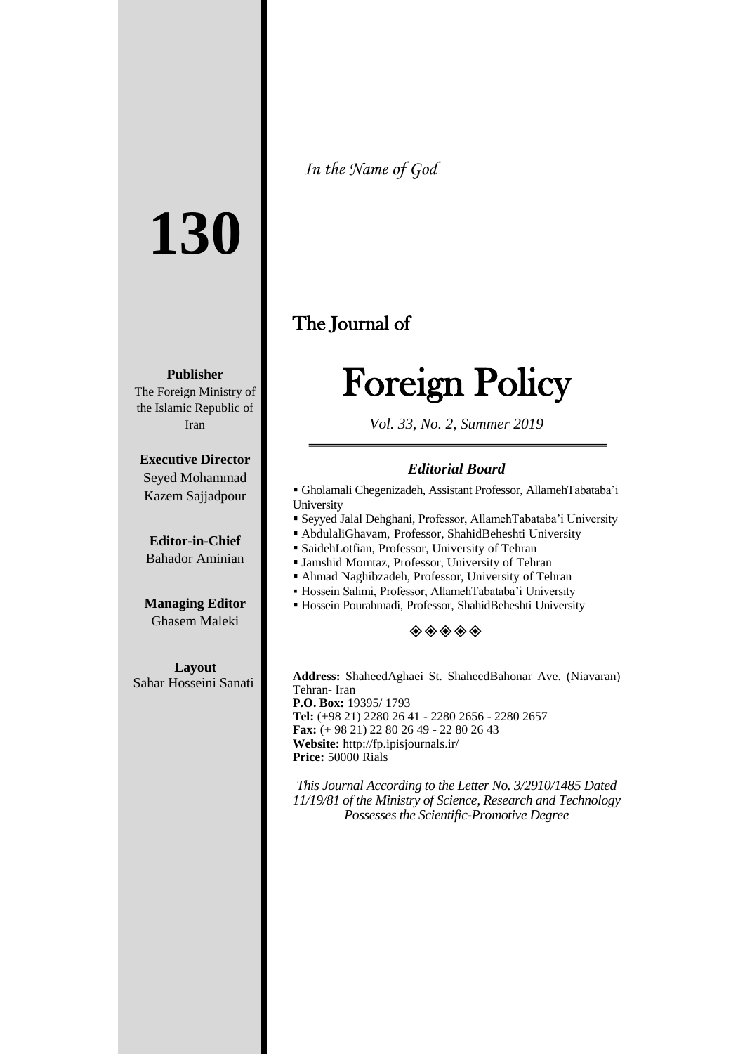*In the Name of God*

# 130

**Publisher**
The Foreign Ministry of the Islamic Republic of Iran

**Executive Director**
Seyed Mohammad Kazem Sajjadpour

**Editor-in-Chief**
Bahador Aminian

**Managing Editor**
Ghasem Maleki

**Layout**
Sahar Hosseini Sanati

## The Journal of

# Foreign Policy

*Vol. 33, No. 2, Summer 2019*

### *Editorial Board*

- Gholamali Chegenizadeh, Assistant Professor, AllamehTabataba'i University
- Seyyed Jalal Dehghani, Professor, AllamehTabataba'i University
- AbdulaliGhavam, Professor, ShahidBeheshti University
- SaidehLotfian, Professor, University of Tehran
- Jamshid Momtaz, Professor, University of Tehran
- Ahmad Naghibzadeh, Professor, University of Tehran
- Hossein Salimi, Professor, AllamehTabataba'i University
- Hossein Pourahmadi, Professor, ShahidBeheshti University

◈◈◈◈◈

**Address:** ShaheedAghaei St. ShaheedBahonar Ave. (Niavaran) Tehran- Iran
**P.O. Box:** 19395/ 1793
**Tel:** (+98 21) 2280 26 41 - 2280 2656 - 2280 2657
**Fax:** (+ 98 21) 22 80 26 49 - 22 80 26 43
**Website:** http://fp.ipisjournals.ir/
**Price:** 50000 Rials

*This Journal According to the Letter No. 3/2910/1485 Dated 11/19/81 of the Ministry of Science, Research and Technology Possesses the Scientific-Promotive Degree*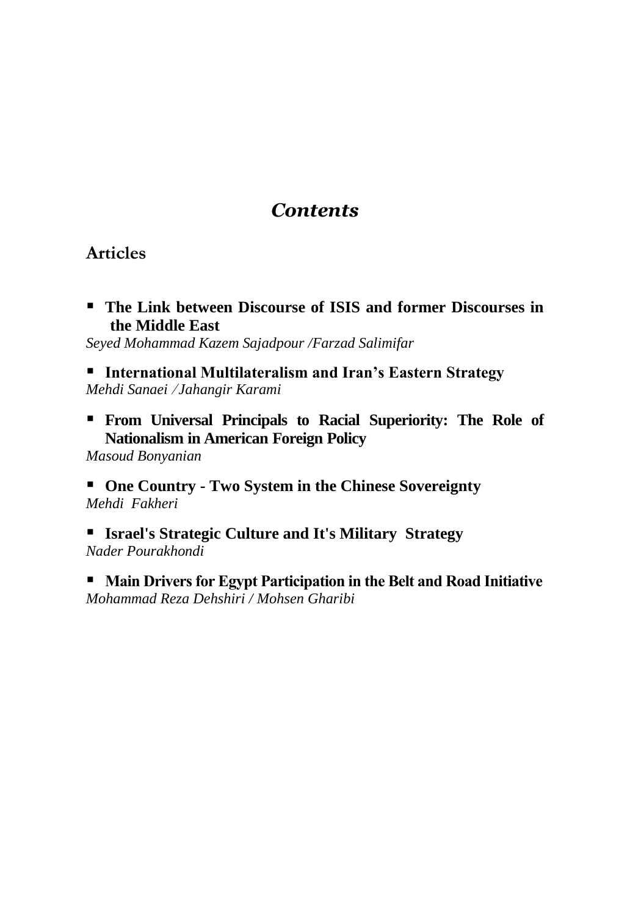# *Contents*

## Articles

- **The Link between Discourse of ISIS and former Discourses in the Middle East**

*Seyed Mohammad Kazem Sajadpour /Farzad Salimifar*

- **International Multilateralism and Iran's Eastern Strategy**

*Mehdi Sanaei / Jahangir Karami*

- **From Universal Principals to Racial Superiority: The Role of Nationalism in American Foreign Policy**

*Masoud Bonyanian*

- **One Country - Two System in the Chinese Sovereignty**

*Mehdi Fakheri*

- **Israel's Strategic Culture and It's Military Strategy**

*Nader Pourakhondi*

- **Main Drivers for Egypt Participation in the Belt and Road Initiative**

*Mohammad Reza Dehshiri / Mohsen Gharibi*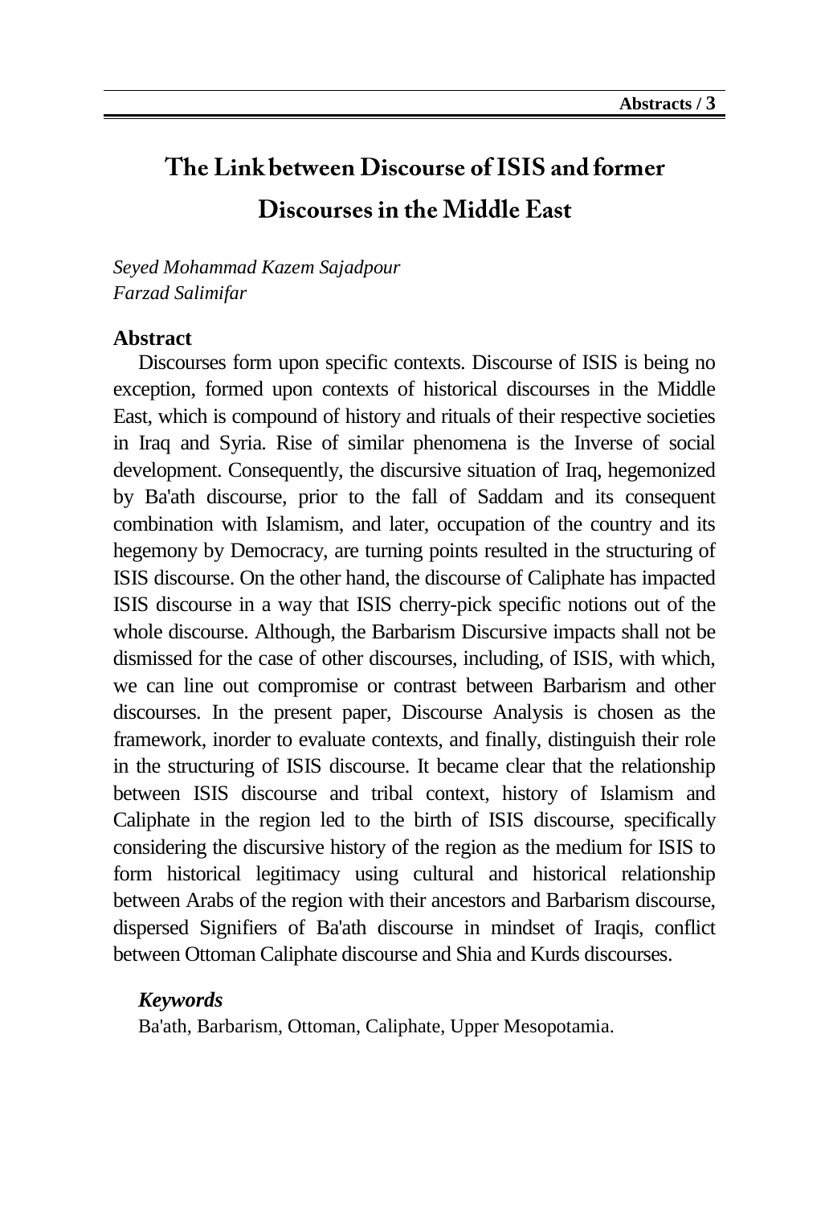# The Link between Discourse of ISIS and former Discourses in the Middle East

*Seyed Mohammad Kazem Sajadpour*
*Farzad Salimifar*

## Abstract

Discourses form upon specific contexts. Discourse of ISIS is being no exception, formed upon contexts of historical discourses in the Middle East, which is compound of history and rituals of their respective societies in Iraq and Syria. Rise of similar phenomena is the Inverse of social development. Consequently, the discursive situation of Iraq, hegemonized by Ba'ath discourse, prior to the fall of Saddam and its consequent combination with Islamism, and later, occupation of the country and its hegemony by Democracy, are turning points resulted in the structuring of ISIS discourse. On the other hand, the discourse of Caliphate has impacted ISIS discourse in a way that ISIS cherry-pick specific notions out of the whole discourse. Although, the Barbarism Discursive impacts shall not be dismissed for the case of other discourses, including, of ISIS, with which, we can line out compromise or contrast between Barbarism and other discourses. In the present paper, Discourse Analysis is chosen as the framework, inorder to evaluate contexts, and finally, distinguish their role in the structuring of ISIS discourse. It became clear that the relationship between ISIS discourse and tribal context, history of Islamism and Caliphate in the region led to the birth of ISIS discourse, specifically considering the discursive history of the region as the medium for ISIS to form historical legitimacy using cultural and historical relationship between Arabs of the region with their ancestors and Barbarism discourse, dispersed Signifiers of Ba'ath discourse in mindset of Iraqis, conflict between Ottoman Caliphate discourse and Shia and Kurds discourses.

### *Keywords*

Ba'ath, Barbarism, Ottoman, Caliphate, Upper Mesopotamia.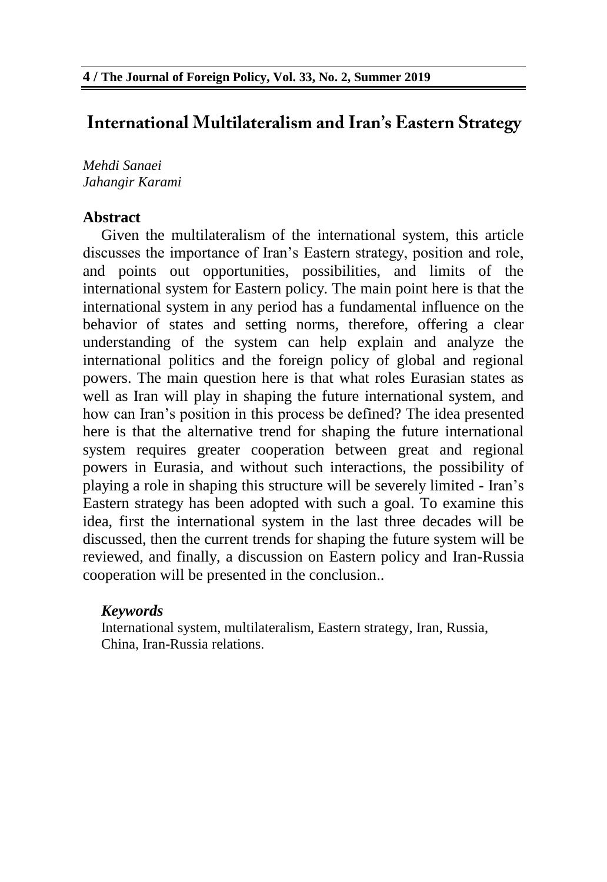# International Multilateralism and Iran's Eastern Strategy

*Mehdi Sanaei*
*Jahangir Karami*

## Abstract

Given the multilateralism of the international system, this article discusses the importance of Iran's Eastern strategy, position and role, and points out opportunities, possibilities, and limits of the international system for Eastern policy. The main point here is that the international system in any period has a fundamental influence on the behavior of states and setting norms, therefore, offering a clear understanding of the system can help explain and analyze the international politics and the foreign policy of global and regional powers. The main question here is that what roles Eurasian states as well as Iran will play in shaping the future international system, and how can Iran's position in this process be defined? The idea presented here is that the alternative trend for shaping the future international system requires greater cooperation between great and regional powers in Eurasia, and without such interactions, the possibility of playing a role in shaping this structure will be severely limited - Iran's Eastern strategy has been adopted with such a goal. To examine this idea, first the international system in the last three decades will be discussed, then the current trends for shaping the future system will be reviewed, and finally, a discussion on Eastern policy and Iran-Russia cooperation will be presented in the conclusion..

### *Keywords*

International system, multilateralism, Eastern strategy, Iran, Russia, China, Iran-Russia relations.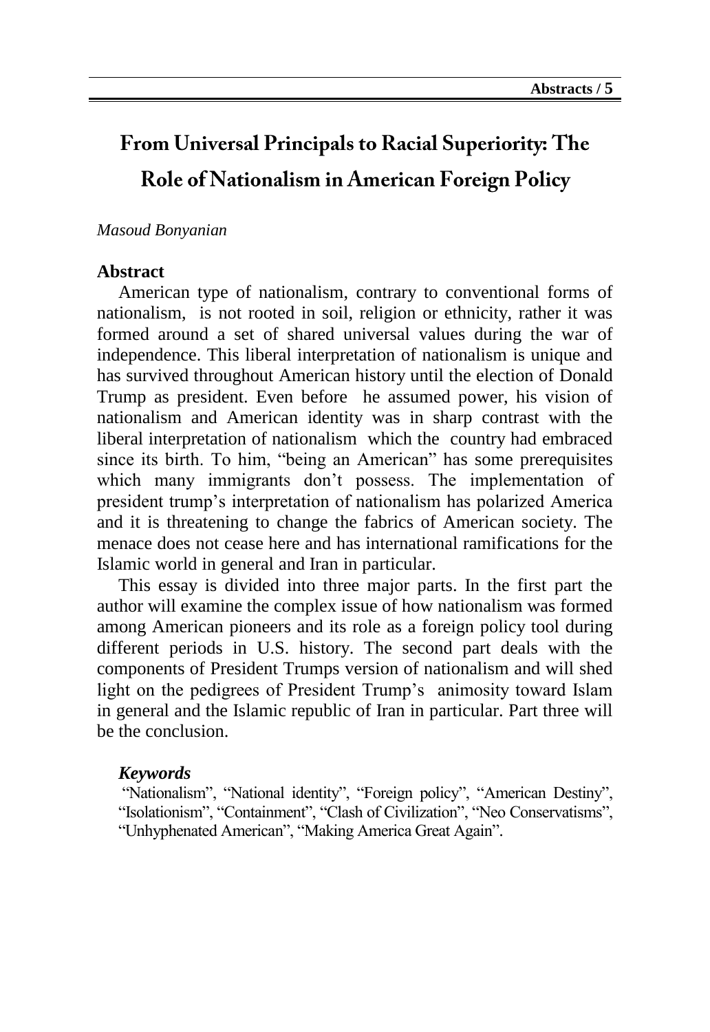# From Universal Principals to Racial Superiority: The Role of Nationalism in American Foreign Policy

*Masoud Bonyanian*

## Abstract

American type of nationalism, contrary to conventional forms of nationalism, is not rooted in soil, religion or ethnicity, rather it was formed around a set of shared universal values during the war of independence. This liberal interpretation of nationalism is unique and has survived throughout American history until the election of Donald Trump as president. Even before he assumed power, his vision of nationalism and American identity was in sharp contrast with the liberal interpretation of nationalism which the country had embraced since its birth. To him, "being an American" has some prerequisites which many immigrants don't possess. The implementation of president trump's interpretation of nationalism has polarized America and it is threatening to change the fabrics of American society. The menace does not cease here and has international ramifications for the Islamic world in general and Iran in particular.

This essay is divided into three major parts. In the first part the author will examine the complex issue of how nationalism was formed among American pioneers and its role as a foreign policy tool during different periods in U.S. history. The second part deals with the components of President Trumps version of nationalism and will shed light on the pedigrees of President Trump's animosity toward Islam in general and the Islamic republic of Iran in particular. Part three will be the conclusion.

### *Keywords*

"Nationalism", "National identity", "Foreign policy", "American Destiny", "Isolationism", "Containment", "Clash of Civilization", "Neo Conservatisms", "Unhyphenated American", "Making America Great Again".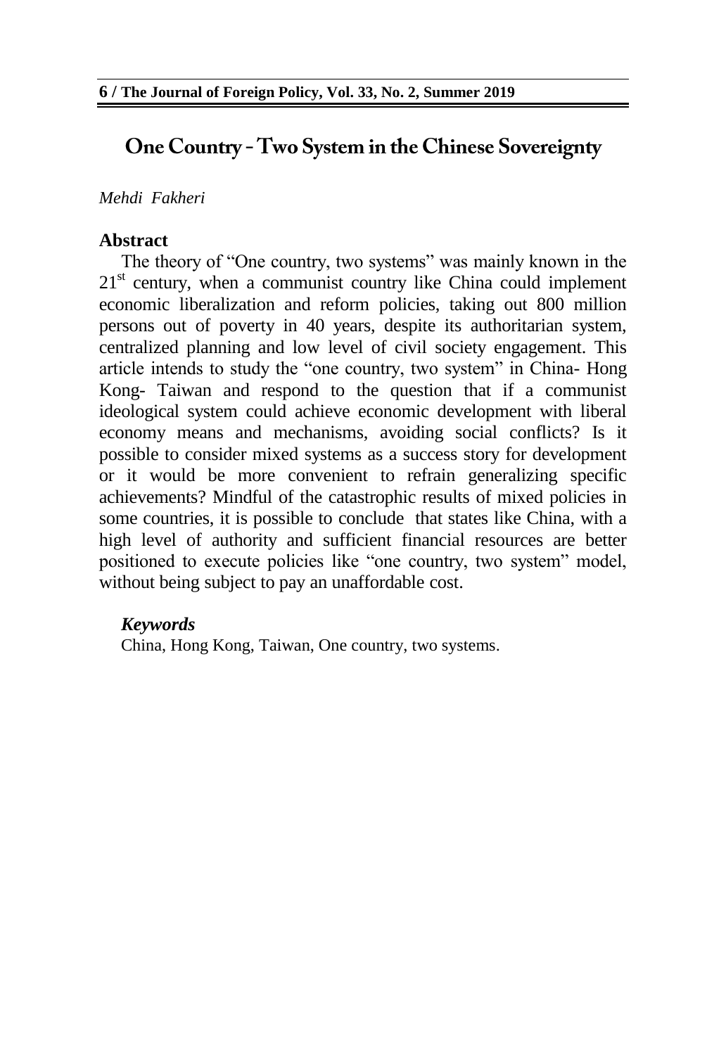# One Country - Two System in the Chinese Sovereignty

*Mehdi Fakheri*

## Abstract

The theory of "One country, two systems" was mainly known in the 21st century, when a communist country like China could implement economic liberalization and reform policies, taking out 800 million persons out of poverty in 40 years, despite its authoritarian system, centralized planning and low level of civil society engagement. This article intends to study the "one country, two system" in China- Hong Kong- Taiwan and respond to the question that if a communist ideological system could achieve economic development with liberal economy means and mechanisms, avoiding social conflicts? Is it possible to consider mixed systems as a success story for development or it would be more convenient to refrain generalizing specific achievements? Mindful of the catastrophic results of mixed policies in some countries, it is possible to conclude that states like China, with a high level of authority and sufficient financial resources are better positioned to execute policies like "one country, two system" model, without being subject to pay an unaffordable cost.

### *Keywords*

China, Hong Kong, Taiwan, One country, two systems.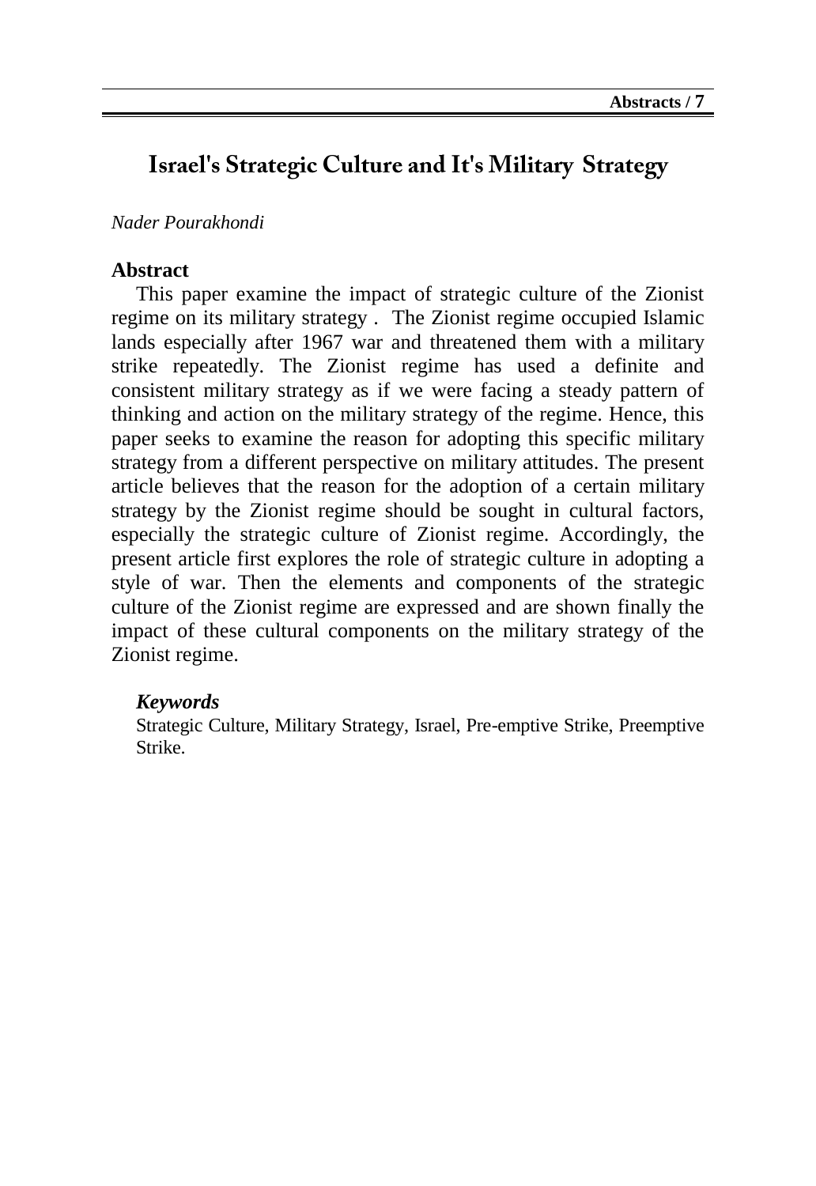# Israel's Strategic Culture and It's Military Strategy

*Nader Pourakhondi*

## Abstract

This paper examine the impact of strategic culture of the Zionist regime on its military strategy . The Zionist regime occupied Islamic lands especially after 1967 war and threatened them with a military strike repeatedly. The Zionist regime has used a definite and consistent military strategy as if we were facing a steady pattern of thinking and action on the military strategy of the regime. Hence, this paper seeks to examine the reason for adopting this specific military strategy from a different perspective on military attitudes. The present article believes that the reason for the adoption of a certain military strategy by the Zionist regime should be sought in cultural factors, especially the strategic culture of Zionist regime. Accordingly, the present article first explores the role of strategic culture in adopting a style of war. Then the elements and components of the strategic culture of the Zionist regime are expressed and are shown finally the impact of these cultural components on the military strategy of the Zionist regime.

### *Keywords*

Strategic Culture, Military Strategy, Israel, Pre-emptive Strike, Preemptive Strike.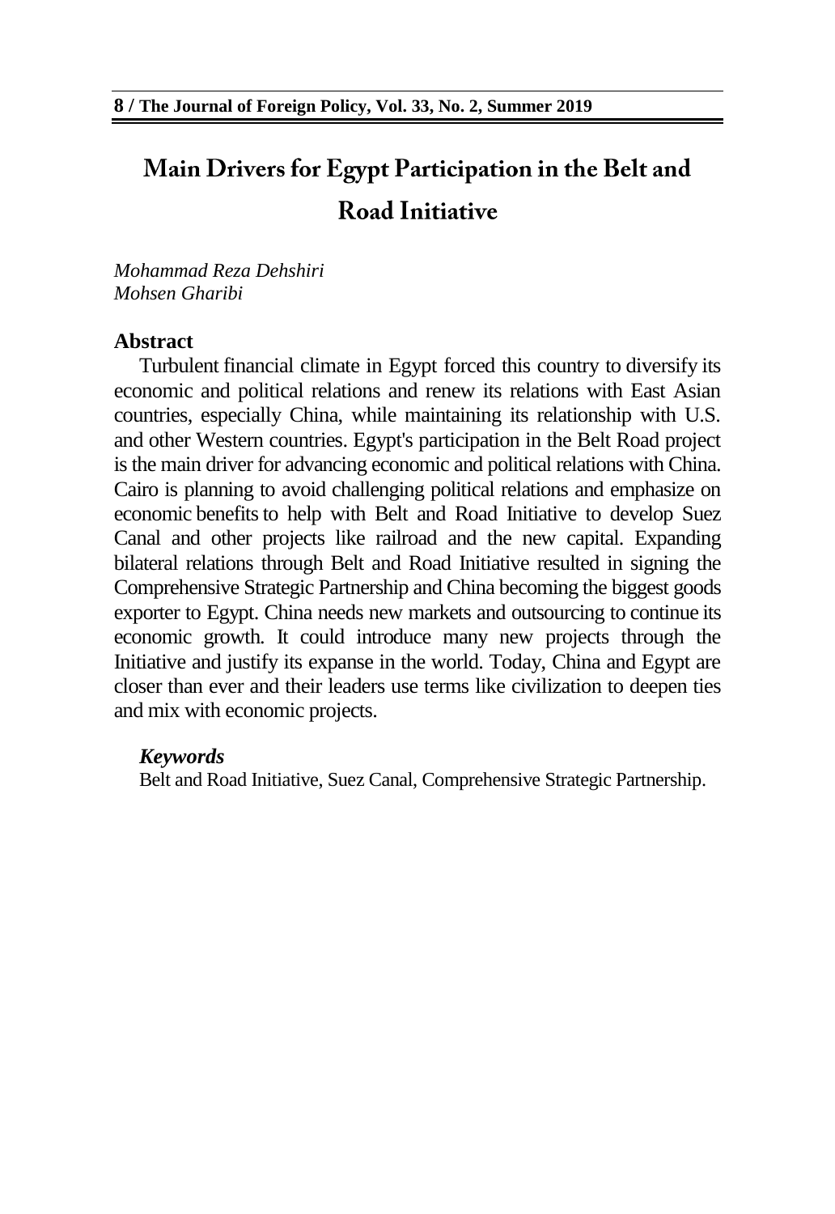# Main Drivers for Egypt Participation in the Belt and Road Initiative

*Mohammad Reza Dehshiri*
*Mohsen Gharibi*

## Abstract

Turbulent financial climate in Egypt forced this country to diversify its economic and political relations and renew its relations with East Asian countries, especially China, while maintaining its relationship with U.S. and other Western countries. Egypt's participation in the Belt Road project is the main driver for advancing economic and political relations with China. Cairo is planning to avoid challenging political relations and emphasize on economic benefits to help with Belt and Road Initiative to develop Suez Canal and other projects like railroad and the new capital. Expanding bilateral relations through Belt and Road Initiative resulted in signing the Comprehensive Strategic Partnership and China becoming the biggest goods exporter to Egypt. China needs new markets and outsourcing to continue its economic growth. It could introduce many new projects through the Initiative and justify its expanse in the world. Today, China and Egypt are closer than ever and their leaders use terms like civilization to deepen ties and mix with economic projects.

***Keywords***

Belt and Road Initiative, Suez Canal, Comprehensive Strategic Partnership.